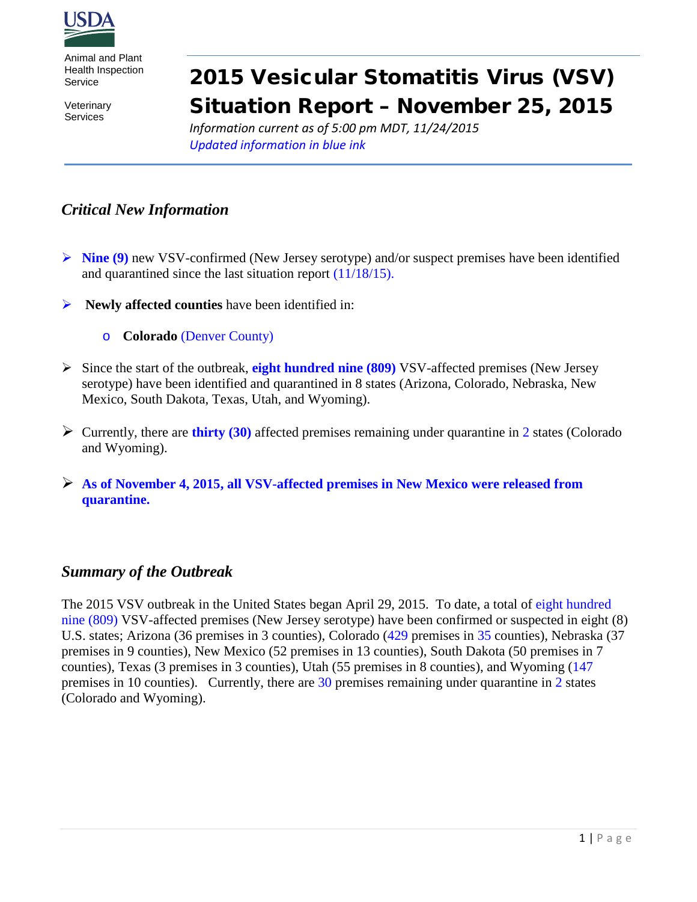USDA

Animal and Plant Health Inspection Service

Veterinary Services

# 2015 Vesicular Stomatitis Virus (VSV) Situation Report – November 25, 2015

*Information current as of 5:00 pm MDT, 11/24/2015*
*Updated information in blue ink*

## *Critical New Information*

- **Nine (9)** new VSV-confirmed (New Jersey serotype) and/or suspect premises have been identified and quarantined since the last situation report (11/18/15).
- **Newly affected counties** have been identified in:
  - **Colorado** (Denver County)
- Since the start of the outbreak, **eight hundred nine (809)** VSV-affected premises (New Jersey serotype) have been identified and quarantined in 8 states (Arizona, Colorado, Nebraska, New Mexico, South Dakota, Texas, Utah, and Wyoming).
- Currently, there are **thirty (30)** affected premises remaining under quarantine in 2 states (Colorado and Wyoming).
- **As of November 4, 2015, all VSV-affected premises in New Mexico were released from quarantine.**

## *Summary of the Outbreak*

The 2015 VSV outbreak in the United States began April 29, 2015. To date, a total of eight hundred nine (809) VSV-affected premises (New Jersey serotype) have been confirmed or suspected in eight (8) U.S. states; Arizona (36 premises in 3 counties), Colorado (429 premises in 35 counties), Nebraska (37 premises in 9 counties), New Mexico (52 premises in 13 counties), South Dakota (50 premises in 7 counties), Texas (3 premises in 3 counties), Utah (55 premises in 8 counties), and Wyoming (147 premises in 10 counties). Currently, there are 30 premises remaining under quarantine in 2 states (Colorado and Wyoming).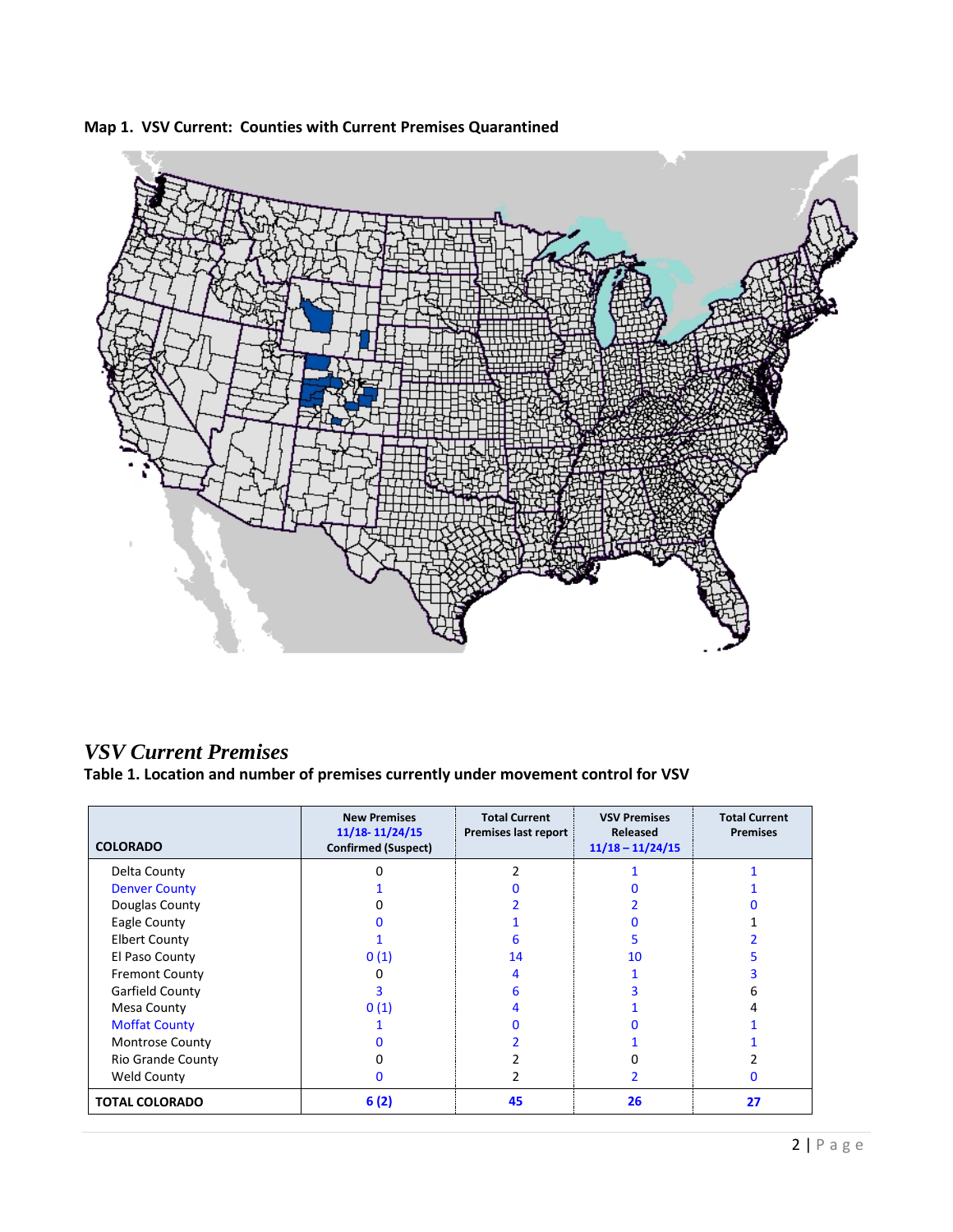**Map 1. VSV Current: Counties with Current Premises Quarantined**

## *VSV Current Premises*

**Table 1. Location and number of premises currently under movement control for VSV**

| COLORADO | New Premises 11/18- 11/24/15 Confirmed (Suspect) | Total Current Premises last report | VSV Premises Released 11/18 – 11/24/15 | Total Current Premises |
|---|---|---|---|---|
| Delta County | 0 | 2 | 1 | 1 |
| Denver County | 1 | 0 | 0 | 1 |
| Douglas County | 0 | 2 | 2 | 0 |
| Eagle County | 0 | 1 | 0 | 1 |
| Elbert County | 1 | 6 | 5 | 2 |
| El Paso County | 0 (1) | 14 | 10 | 5 |
| Fremont County | 0 | 4 | 1 | 3 |
| Garfield County | 3 | 6 | 3 | 6 |
| Mesa County | 0 (1) | 4 | 1 | 4 |
| Moffat County | 1 | 0 | 0 | 1 |
| Montrose County | 0 | 2 | 1 | 1 |
| Rio Grande County | 0 | 2 | 0 | 2 |
| Weld County | 0 | 2 | 2 | 0 |
| **TOTAL COLORADO** | **6 (2)** | **45** | **26** | **27** |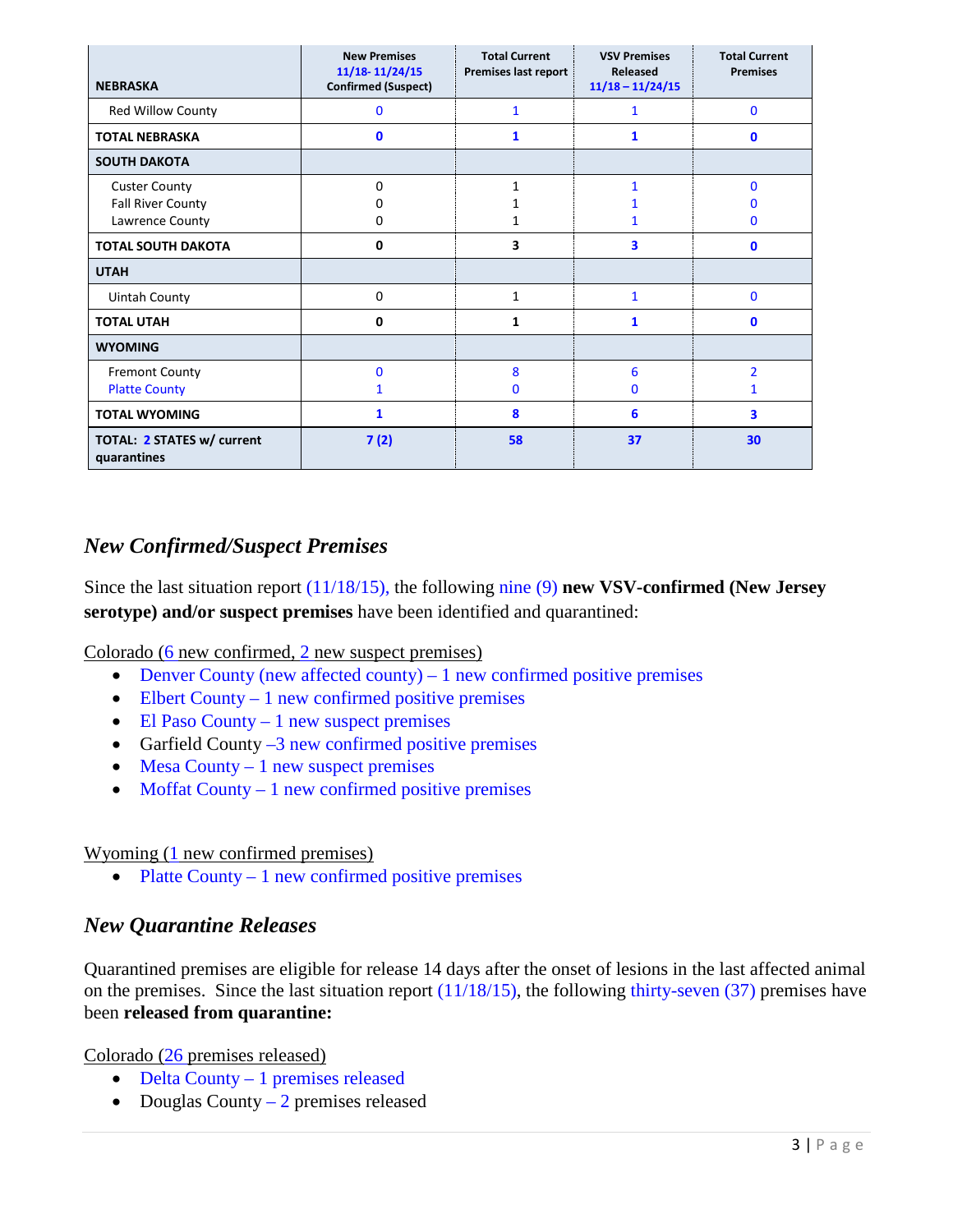| NEBRASKA | New Premises 11/18- 11/24/15 Confirmed (Suspect) | Total Current Premises last report | VSV Premises Released 11/18 – 11/24/15 | Total Current Premises |
|---|---|---|---|---|
| Red Willow County | 0 | 1 | 1 | 0 |
| **TOTAL NEBRASKA** | **0** | **1** | **1** | **0** |
| **SOUTH DAKOTA** | | | | |
| Custer County | 0 | 1 | 1 | 0 |
| Fall River County | 0 | 1 | 1 | 0 |
| Lawrence County | 0 | 1 | 1 | 0 |
| **TOTAL SOUTH DAKOTA** | **0** | **3** | **3** | **0** |
| **UTAH** | | | | |
| Uintah County | 0 | 1 | 1 | 0 |
| **TOTAL UTAH** | **0** | **1** | **1** | **0** |
| **WYOMING** | | | | |
| Fremont County | 0 | 8 | 6 | 2 |
| Platte County | 1 | 0 | 0 | 1 |
| **TOTAL WYOMING** | **1** | **8** | **6** | **3** |
| **TOTAL: 2 STATES w/ current quarantines** | **7 (2)** | **58** | **37** | **30** |

## *New Confirmed/Suspect Premises*

Since the last situation report (11/18/15), the following nine (9) **new VSV-confirmed (New Jersey serotype) and/or suspect premises** have been identified and quarantined:

Colorado (6 new confirmed, 2 new suspect premises)

- Denver County (new affected county) – 1 new confirmed positive premises
- Elbert County – 1 new confirmed positive premises
- El Paso County – 1 new suspect premises
- Garfield County –3 new confirmed positive premises
- Mesa County – 1 new suspect premises
- Moffat County – 1 new confirmed positive premises

Wyoming (1 new confirmed premises)

- Platte County – 1 new confirmed positive premises

## *New Quarantine Releases*

Quarantined premises are eligible for release 14 days after the onset of lesions in the last affected animal on the premises. Since the last situation report (11/18/15), the following thirty-seven (37) premises have been **released from quarantine:**

Colorado (26 premises released)

- Delta County – 1 premises released
- Douglas County – 2 premises released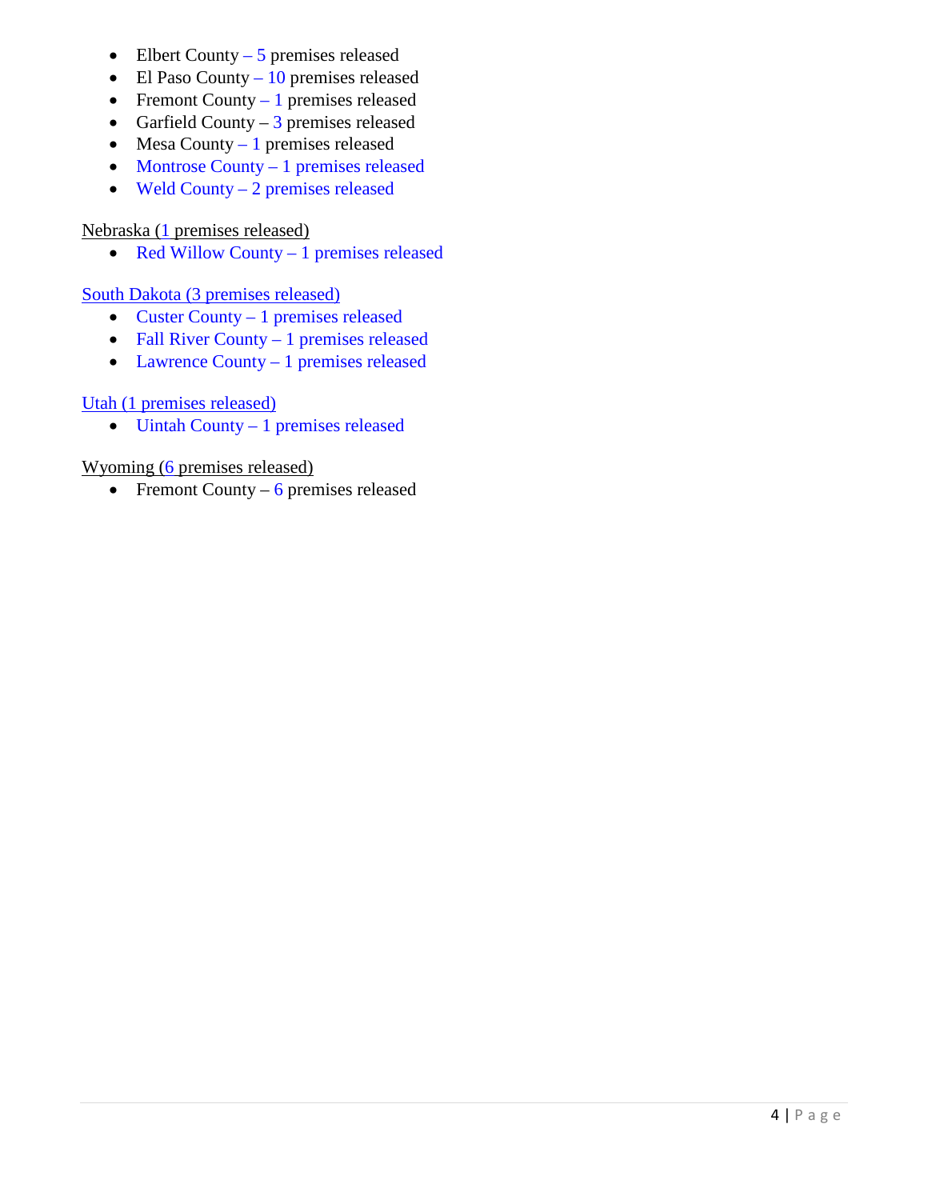- Elbert County – 5 premises released
- El Paso County – 10 premises released
- Fremont County – 1 premises released
- Garfield County – 3 premises released
- Mesa County – 1 premises released
- Montrose County – 1 premises released
- Weld County – 2 premises released

Nebraska (1 premises released)

- Red Willow County – 1 premises released

South Dakota (3 premises released)

- Custer County – 1 premises released
- Fall River County – 1 premises released
- Lawrence County – 1 premises released

Utah (1 premises released)

- Uintah County – 1 premises released

Wyoming (6 premises released)

- Fremont County – 6 premises released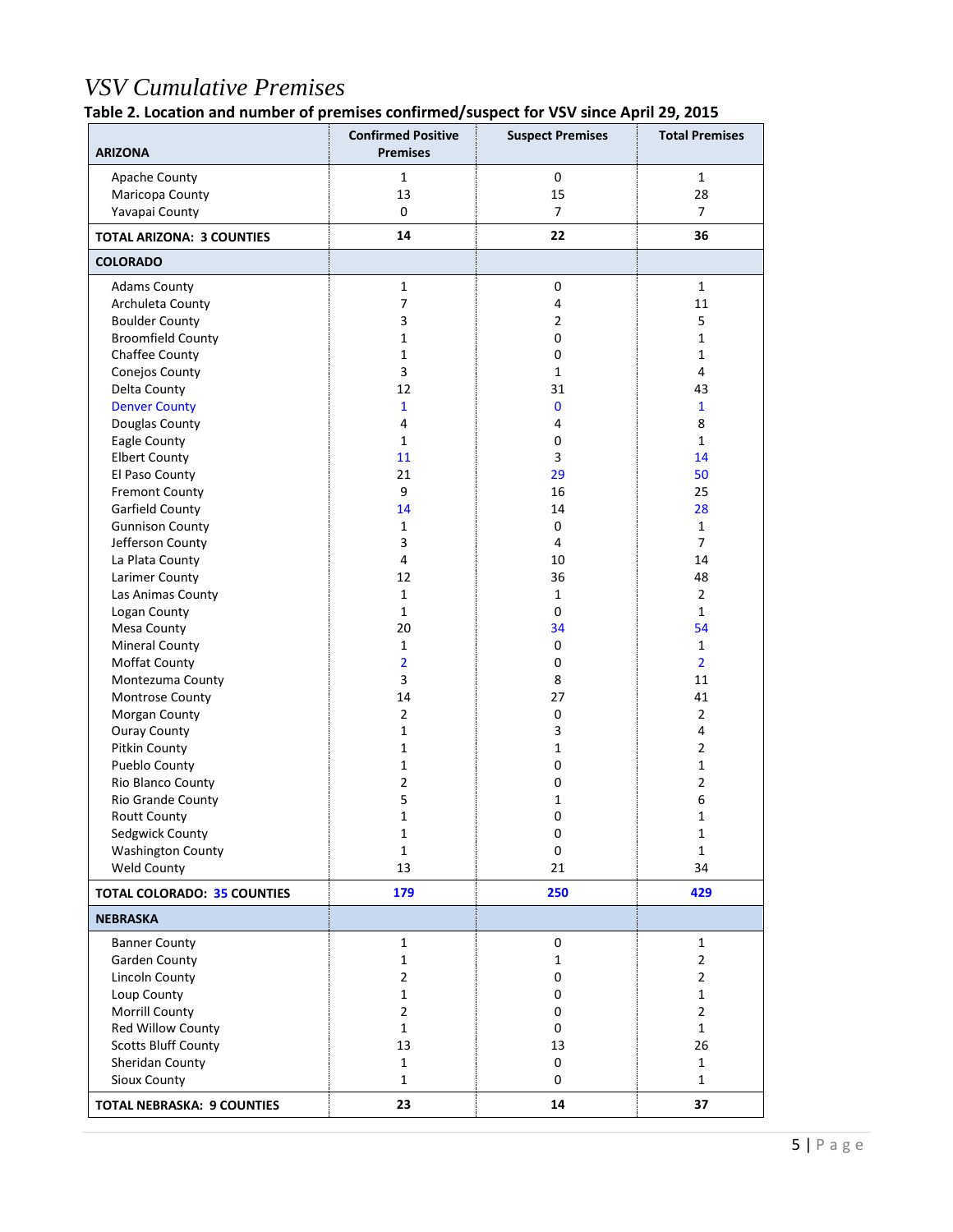# *VSV Cumulative Premises*

**Table 2. Location and number of premises confirmed/suspect for VSV since April 29, 2015**

| **ARIZONA** | **Confirmed Positive Premises** | **Suspect Premises** | **Total Premises** |
|---|---|---|---|
| Apache County | 1 | 0 | 1 |
| Maricopa County | 13 | 15 | 28 |
| Yavapai County | 0 | 7 | 7 |
| **TOTAL ARIZONA: 3 COUNTIES** | **14** | **22** | **36** |
| **COLORADO** | | | |
| Adams County | 1 | 0 | 1 |
| Archuleta County | 7 | 4 | 11 |
| Boulder County | 3 | 2 | 5 |
| Broomfield County | 1 | 0 | 1 |
| Chaffee County | 1 | 0 | 1 |
| Conejos County | 3 | 1 | 4 |
| Delta County | 12 | 31 | 43 |
| Denver County | 1 | 0 | 1 |
| Douglas County | 4 | 4 | 8 |
| Eagle County | 1 | 0 | 1 |
| Elbert County | 11 | 3 | 14 |
| El Paso County | 21 | 29 | 50 |
| Fremont County | 9 | 16 | 25 |
| Garfield County | 14 | 14 | 28 |
| Gunnison County | 1 | 0 | 1 |
| Jefferson County | 3 | 4 | 7 |
| La Plata County | 4 | 10 | 14 |
| Larimer County | 12 | 36 | 48 |
| Las Animas County | 1 | 1 | 2 |
| Logan County | 1 | 0 | 1 |
| Mesa County | 20 | 34 | 54 |
| Mineral County | 1 | 0 | 1 |
| Moffat County | 2 | 0 | 2 |
| Montezuma County | 3 | 8 | 11 |
| Montrose County | 14 | 27 | 41 |
| Morgan County | 2 | 0 | 2 |
| Ouray County | 1 | 3 | 4 |
| Pitkin County | 1 | 1 | 2 |
| Pueblo County | 1 | 0 | 1 |
| Rio Blanco County | 2 | 0 | 2 |
| Rio Grande County | 5 | 1 | 6 |
| Routt County | 1 | 0 | 1 |
| Sedgwick County | 1 | 0 | 1 |
| Washington County | 1 | 0 | 1 |
| Weld County | 13 | 21 | 34 |
| **TOTAL COLORADO: 35 COUNTIES** | **179** | **250** | **429** |
| **NEBRASKA** | | | |
| Banner County | 1 | 0 | 1 |
| Garden County | 1 | 1 | 2 |
| Lincoln County | 2 | 0 | 2 |
| Loup County | 1 | 0 | 1 |
| Morrill County | 2 | 0 | 2 |
| Red Willow County | 1 | 0 | 1 |
| Scotts Bluff County | 13 | 13 | 26 |
| Sheridan County | 1 | 0 | 1 |
| Sioux County | 1 | 0 | 1 |
| **TOTAL NEBRASKA: 9 COUNTIES** | **23** | **14** | **37** |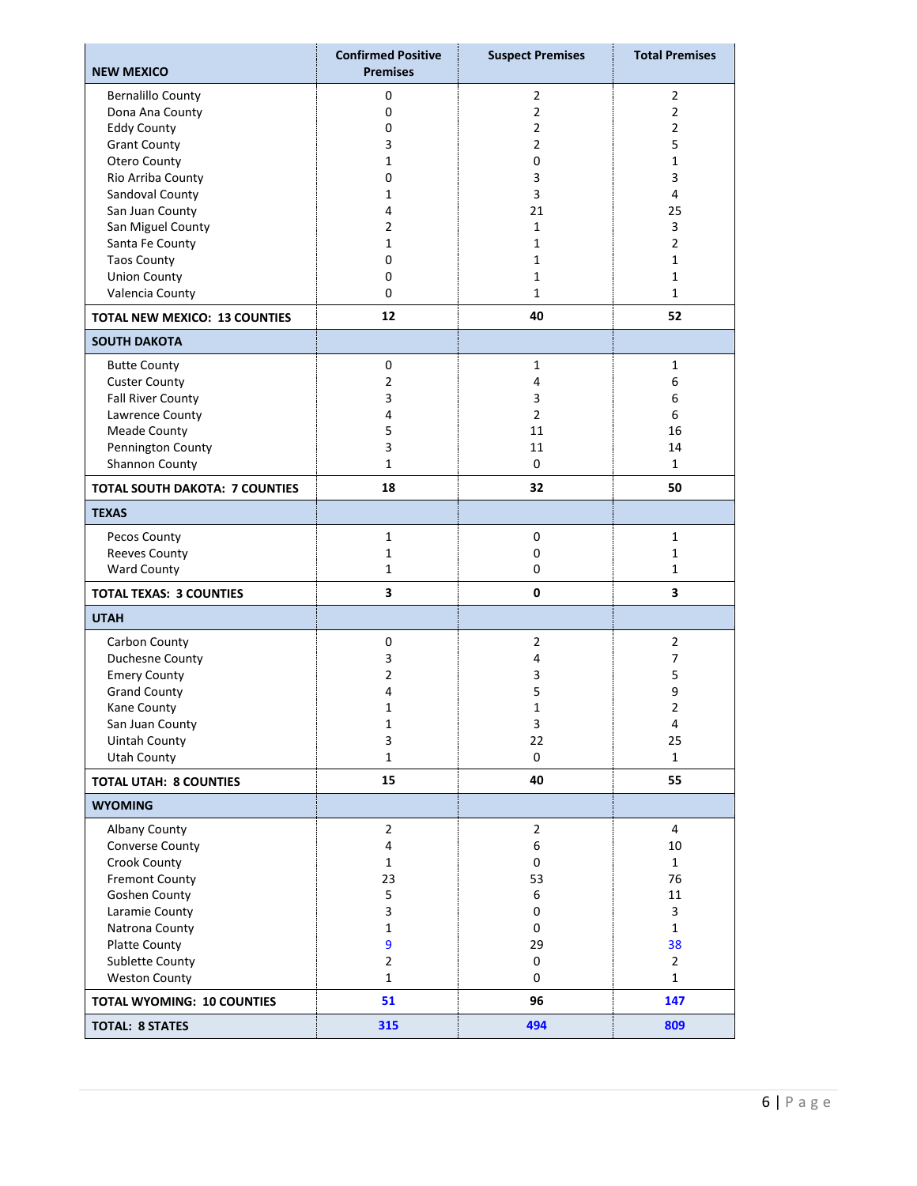| NEW MEXICO | Confirmed Positive Premises | Suspect Premises | Total Premises |
|---|---|---|---|
| Bernalillo County | 0 | 2 | 2 |
| Dona Ana County | 0 | 2 | 2 |
| Eddy County | 0 | 2 | 2 |
| Grant County | 3 | 2 | 5 |
| Otero County | 1 | 0 | 1 |
| Rio Arriba County | 0 | 3 | 3 |
| Sandoval County | 1 | 3 | 4 |
| San Juan County | 4 | 21 | 25 |
| San Miguel County | 2 | 1 | 3 |
| Santa Fe County | 1 | 1 | 2 |
| Taos County | 0 | 1 | 1 |
| Union County | 0 | 1 | 1 |
| Valencia County | 0 | 1 | 1 |
| **TOTAL NEW MEXICO: 13 COUNTIES** | **12** | **40** | **52** |
| **SOUTH DAKOTA** | | | |
| Butte County | 0 | 1 | 1 |
| Custer County | 2 | 4 | 6 |
| Fall River County | 3 | 3 | 6 |
| Lawrence County | 4 | 2 | 6 |
| Meade County | 5 | 11 | 16 |
| Pennington County | 3 | 11 | 14 |
| Shannon County | 1 | 0 | 1 |
| **TOTAL SOUTH DAKOTA: 7 COUNTIES** | **18** | **32** | **50** |
| **TEXAS** | | | |
| Pecos County | 1 | 0 | 1 |
| Reeves County | 1 | 0 | 1 |
| Ward County | 1 | 0 | 1 |
| **TOTAL TEXAS: 3 COUNTIES** | **3** | **0** | **3** |
| **UTAH** | | | |
| Carbon County | 0 | 2 | 2 |
| Duchesne County | 3 | 4 | 7 |
| Emery County | 2 | 3 | 5 |
| Grand County | 4 | 5 | 9 |
| Kane County | 1 | 1 | 2 |
| San Juan County | 1 | 3 | 4 |
| Uintah County | 3 | 22 | 25 |
| Utah County | 1 | 0 | 1 |
| **TOTAL UTAH: 8 COUNTIES** | **15** | **40** | **55** |
| **WYOMING** | | | |
| Albany County | 2 | 2 | 4 |
| Converse County | 4 | 6 | 10 |
| Crook County | 1 | 0 | 1 |
| Fremont County | 23 | 53 | 76 |
| Goshen County | 5 | 6 | 11 |
| Laramie County | 3 | 0 | 3 |
| Natrona County | 1 | 0 | 1 |
| Platte County | 9 | 29 | 38 |
| Sublette County | 2 | 0 | 2 |
| Weston County | 1 | 0 | 1 |
| **TOTAL WYOMING: 10 COUNTIES** | **51** | **96** | **147** |
| **TOTAL: 8 STATES** | **315** | **494** | **809** |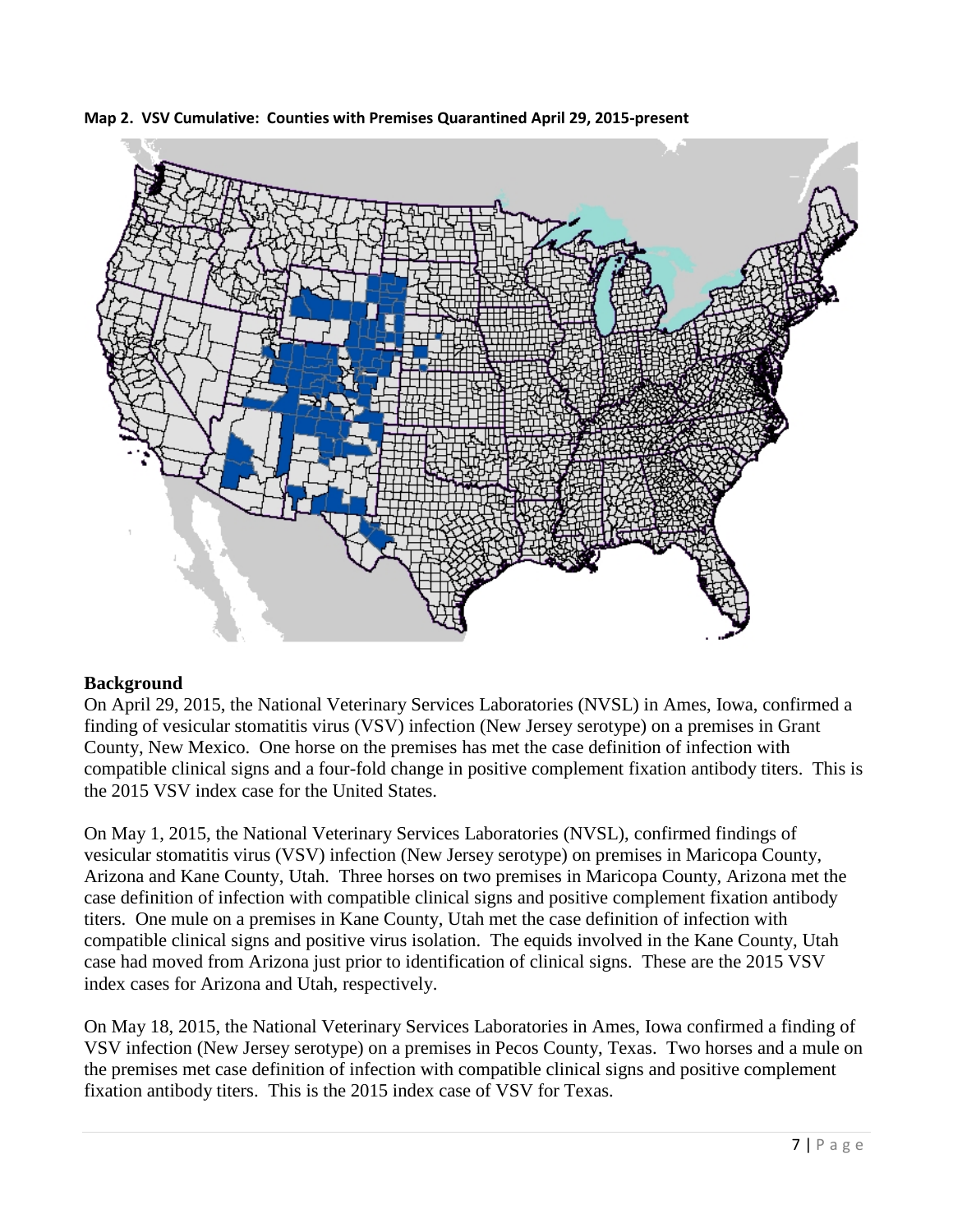**Map 2. VSV Cumulative: Counties with Premises Quarantined April 29, 2015-present**

## Background

On April 29, 2015, the National Veterinary Services Laboratories (NVSL) in Ames, Iowa, confirmed a finding of vesicular stomatitis virus (VSV) infection (New Jersey serotype) on a premises in Grant County, New Mexico. One horse on the premises has met the case definition of infection with compatible clinical signs and a four-fold change in positive complement fixation antibody titers. This is the 2015 VSV index case for the United States.

On May 1, 2015, the National Veterinary Services Laboratories (NVSL), confirmed findings of vesicular stomatitis virus (VSV) infection (New Jersey serotype) on premises in Maricopa County, Arizona and Kane County, Utah. Three horses on two premises in Maricopa County, Arizona met the case definition of infection with compatible clinical signs and positive complement fixation antibody titers. One mule on a premises in Kane County, Utah met the case definition of infection with compatible clinical signs and positive virus isolation. The equids involved in the Kane County, Utah case had moved from Arizona just prior to identification of clinical signs. These are the 2015 VSV index cases for Arizona and Utah, respectively.

On May 18, 2015, the National Veterinary Services Laboratories in Ames, Iowa confirmed a finding of VSV infection (New Jersey serotype) on a premises in Pecos County, Texas. Two horses and a mule on the premises met case definition of infection with compatible clinical signs and positive complement fixation antibody titers. This is the 2015 index case of VSV for Texas.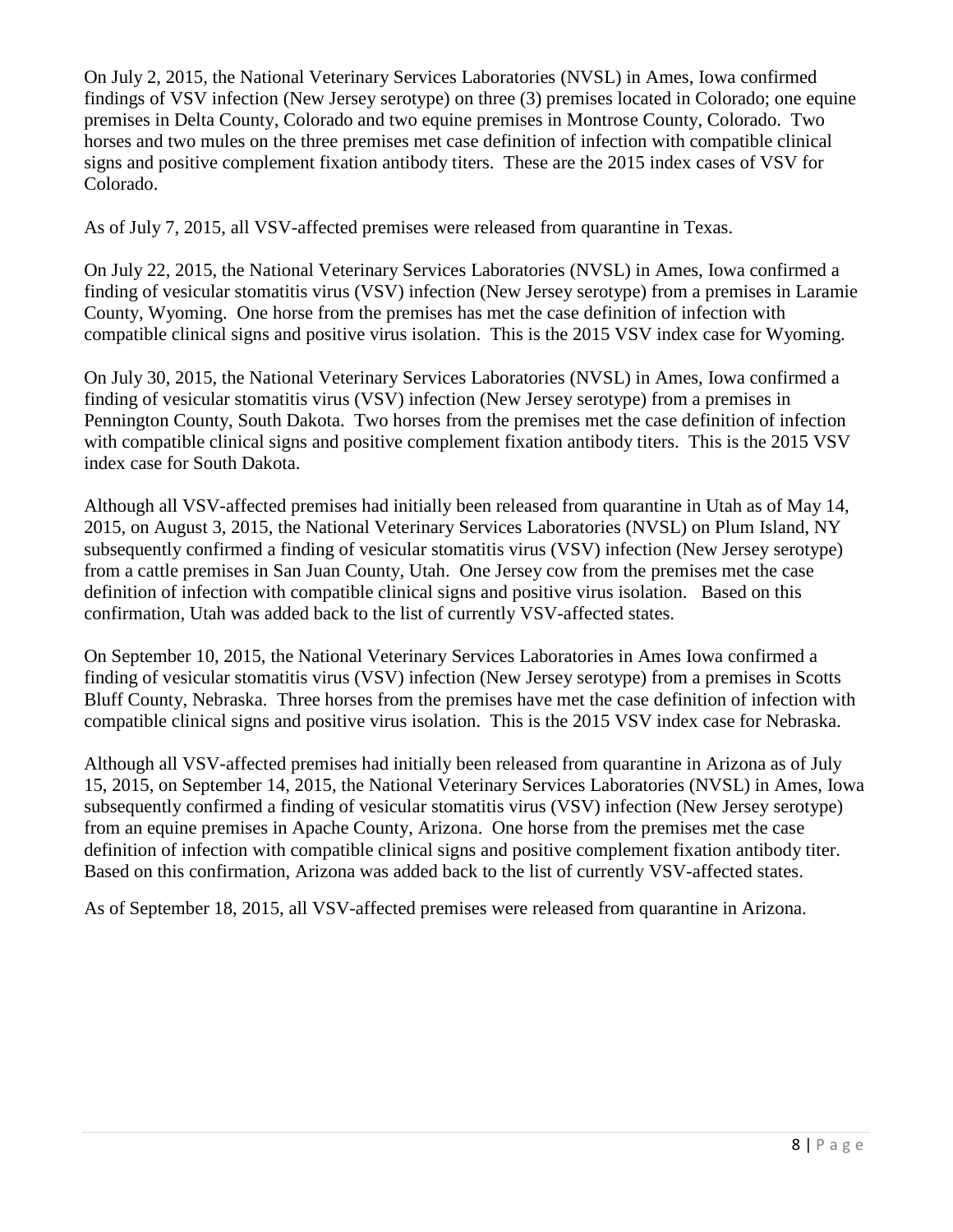On July 2, 2015, the National Veterinary Services Laboratories (NVSL) in Ames, Iowa confirmed findings of VSV infection (New Jersey serotype) on three (3) premises located in Colorado; one equine premises in Delta County, Colorado and two equine premises in Montrose County, Colorado. Two horses and two mules on the three premises met case definition of infection with compatible clinical signs and positive complement fixation antibody titers. These are the 2015 index cases of VSV for Colorado.

As of July 7, 2015, all VSV-affected premises were released from quarantine in Texas.

On July 22, 2015, the National Veterinary Services Laboratories (NVSL) in Ames, Iowa confirmed a finding of vesicular stomatitis virus (VSV) infection (New Jersey serotype) from a premises in Laramie County, Wyoming. One horse from the premises has met the case definition of infection with compatible clinical signs and positive virus isolation. This is the 2015 VSV index case for Wyoming.

On July 30, 2015, the National Veterinary Services Laboratories (NVSL) in Ames, Iowa confirmed a finding of vesicular stomatitis virus (VSV) infection (New Jersey serotype) from a premises in Pennington County, South Dakota. Two horses from the premises met the case definition of infection with compatible clinical signs and positive complement fixation antibody titers. This is the 2015 VSV index case for South Dakota.

Although all VSV-affected premises had initially been released from quarantine in Utah as of May 14, 2015, on August 3, 2015, the National Veterinary Services Laboratories (NVSL) on Plum Island, NY subsequently confirmed a finding of vesicular stomatitis virus (VSV) infection (New Jersey serotype) from a cattle premises in San Juan County, Utah. One Jersey cow from the premises met the case definition of infection with compatible clinical signs and positive virus isolation. Based on this confirmation, Utah was added back to the list of currently VSV-affected states.

On September 10, 2015, the National Veterinary Services Laboratories in Ames Iowa confirmed a finding of vesicular stomatitis virus (VSV) infection (New Jersey serotype) from a premises in Scotts Bluff County, Nebraska. Three horses from the premises have met the case definition of infection with compatible clinical signs and positive virus isolation. This is the 2015 VSV index case for Nebraska.

Although all VSV-affected premises had initially been released from quarantine in Arizona as of July 15, 2015, on September 14, 2015, the National Veterinary Services Laboratories (NVSL) in Ames, Iowa subsequently confirmed a finding of vesicular stomatitis virus (VSV) infection (New Jersey serotype) from an equine premises in Apache County, Arizona. One horse from the premises met the case definition of infection with compatible clinical signs and positive complement fixation antibody titer. Based on this confirmation, Arizona was added back to the list of currently VSV-affected states.

As of September 18, 2015, all VSV-affected premises were released from quarantine in Arizona.